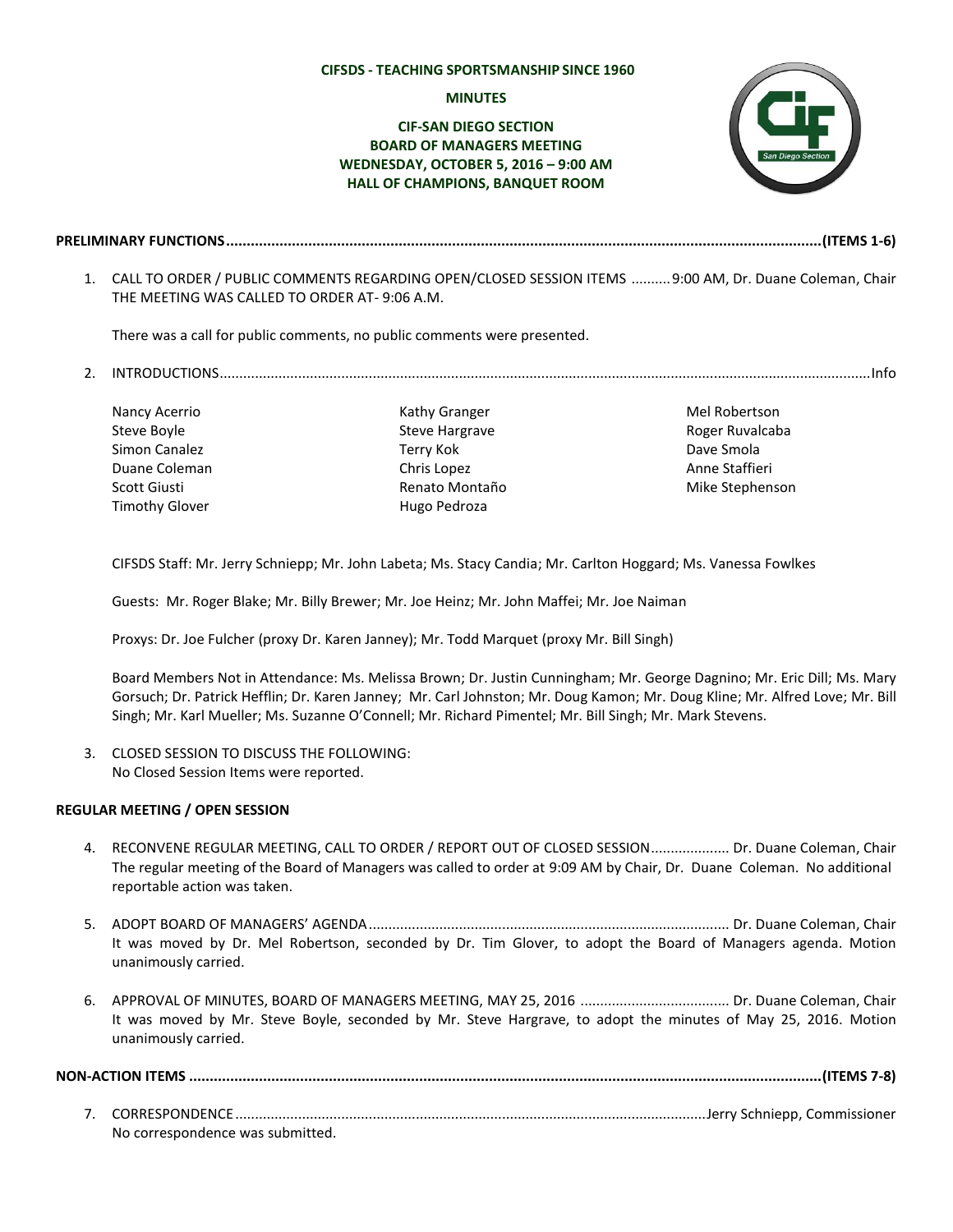**CIFSDS - TEACHING SPORTSMANSHIP SINCE 1960**

**MINUTES**

**CIF-SAN DIEGO SECTION**
**BOARD OF MANAGERS MEETING**
**WEDNESDAY, OCTOBER 5, 2016 – 9:00 AM**
**HALL OF CHAMPIONS, BANQUET ROOM**

**PRELIMINARY FUNCTIONS............................................................................................................................................(ITEMS 1-6)**

1. CALL TO ORDER / PUBLIC COMMENTS REGARDING OPEN/CLOSED SESSION ITEMS ..........9:00 AM, Dr. Duane Coleman, Chair
   THE MEETING WAS CALLED TO ORDER AT- 9:06 A.M.

   There was a call for public comments, no public comments were presented.

2. INTRODUCTIONS..................................................................................................................................................................Info

   Nancy Acerrio
   Steve Boyle
   Simon Canalez
   Duane Coleman
   Scott Giusti
   Timothy Glover
   Kathy Granger
   Steve Hargrave
   Terry Kok
   Chris Lopez
   Renato Montaño
   Hugo Pedroza
   Mel Robertson
   Roger Ruvalcaba
   Dave Smola
   Anne Staffieri
   Mike Stephenson

   CIFSDS Staff: Mr. Jerry Schniepp; Mr. John Labeta; Ms. Stacy Candia; Mr. Carlton Hoggard; Ms. Vanessa Fowlkes

   Guests: Mr. Roger Blake; Mr. Billy Brewer; Mr. Joe Heinz; Mr. John Maffei; Mr. Joe Naiman

   Proxys: Dr. Joe Fulcher (proxy Dr. Karen Janney); Mr. Todd Marquet (proxy Mr. Bill Singh)

   Board Members Not in Attendance: Ms. Melissa Brown; Dr. Justin Cunningham; Mr. George Dagnino; Mr. Eric Dill; Ms. Mary Gorsuch; Dr. Patrick Hefflin; Dr. Karen Janney; Mr. Carl Johnston; Mr. Doug Kamon; Mr. Doug Kline; Mr. Alfred Love; Mr. Bill Singh; Mr. Karl Mueller; Ms. Suzanne O'Connell; Mr. Richard Pimentel; Mr. Bill Singh; Mr. Mark Stevens.

3. CLOSED SESSION TO DISCUSS THE FOLLOWING:
   No Closed Session Items were reported.

**REGULAR MEETING / OPEN SESSION**

4. RECONVENE REGULAR MEETING, CALL TO ORDER / REPORT OUT OF CLOSED SESSION.................... Dr. Duane Coleman, Chair
   The regular meeting of the Board of Managers was called to order at 9:09 AM by Chair, Dr. Duane Coleman. No additional reportable action was taken.

5. ADOPT BOARD OF MANAGERS' AGENDA........................................................................................... Dr. Duane Coleman, Chair
   It was moved by Dr. Mel Robertson, seconded by Dr. Tim Glover, to adopt the Board of Managers agenda. Motion unanimously carried.

6. APPROVAL OF MINUTES, BOARD OF MANAGERS MEETING, MAY 25, 2016 ..................................... Dr. Duane Coleman, Chair
   It was moved by Mr. Steve Boyle, seconded by Mr. Steve Hargrave, to adopt the minutes of May 25, 2016. Motion unanimously carried.

**NON-ACTION ITEMS ..........................................................................................................................................................(ITEMS 7-8)**

7. CORRESPONDENCE.......................................................................................................................Jerry Schniepp, Commissioner
   No correspondence was submitted.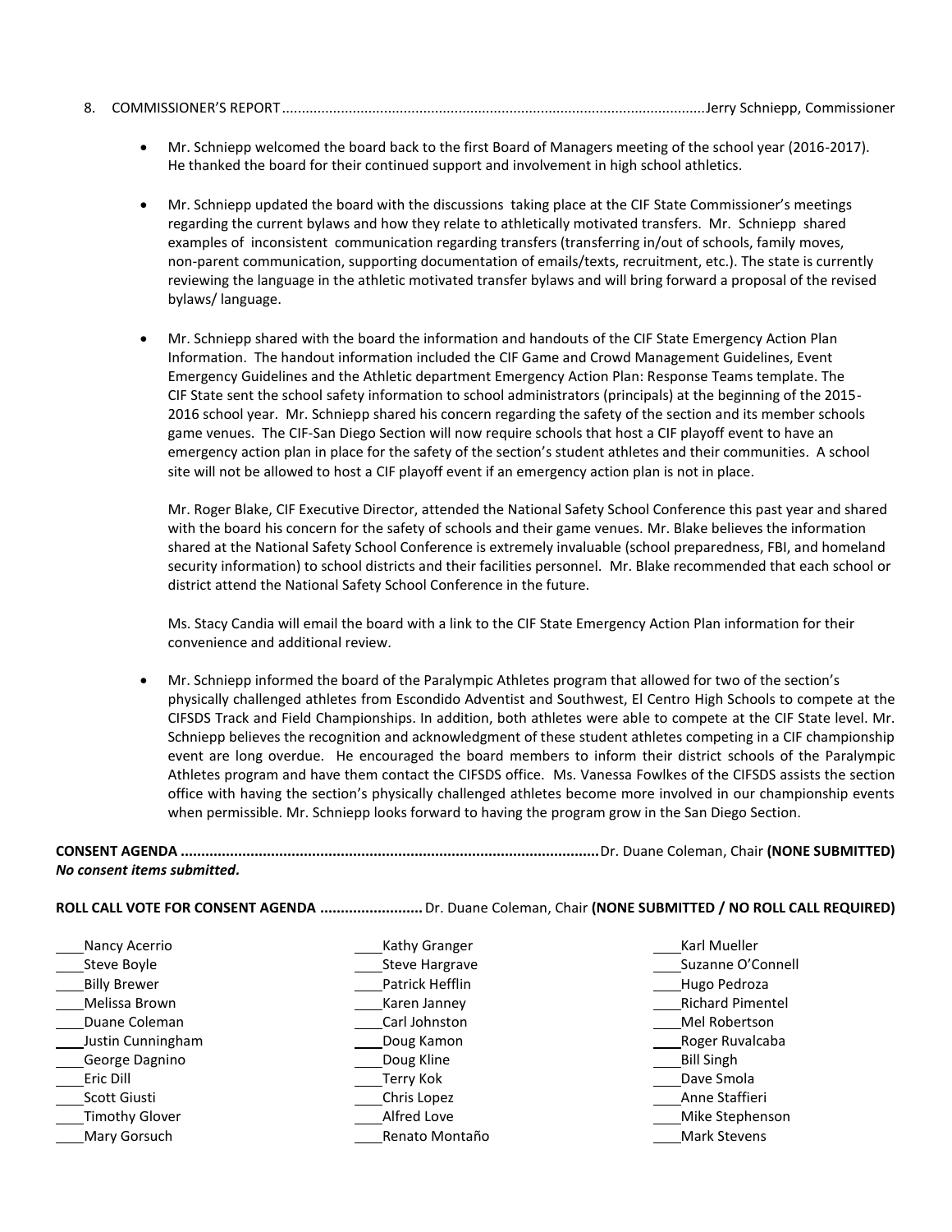8. COMMISSIONER'S REPORT........................................................................................................Jerry Schniepp, Commissioner

- Mr. Schniepp welcomed the board back to the first Board of Managers meeting of the school year (2016-2017). He thanked the board for their continued support and involvement in high school athletics.

- Mr. Schniepp updated the board with the discussions taking place at the CIF State Commissioner's meetings regarding the current bylaws and how they relate to athletically motivated transfers. Mr. Schniepp shared examples of inconsistent communication regarding transfers (transferring in/out of schools, family moves, non-parent communication, supporting documentation of emails/texts, recruitment, etc.). The state is currently reviewing the language in the athletic motivated transfer bylaws and will bring forward a proposal of the revised bylaws/ language.

- Mr. Schniepp shared with the board the information and handouts of the CIF State Emergency Action Plan Information. The handout information included the CIF Game and Crowd Management Guidelines, Event Emergency Guidelines and the Athletic department Emergency Action Plan: Response Teams template. The CIF State sent the school safety information to school administrators (principals) at the beginning of the 2015-2016 school year. Mr. Schniepp shared his concern regarding the safety of the section and its member schools game venues. The CIF-San Diego Section will now require schools that host a CIF playoff event to have an emergency action plan in place for the safety of the section's student athletes and their communities. A school site will not be allowed to host a CIF playoff event if an emergency action plan is not in place.

  Mr. Roger Blake, CIF Executive Director, attended the National Safety School Conference this past year and shared with the board his concern for the safety of schools and their game venues. Mr. Blake believes the information shared at the National Safety School Conference is extremely invaluable (school preparedness, FBI, and homeland security information) to school districts and their facilities personnel. Mr. Blake recommended that each school or district attend the National Safety School Conference in the future.

  Ms. Stacy Candia will email the board with a link to the CIF State Emergency Action Plan information for their convenience and additional review.

- Mr. Schniepp informed the board of the Paralympic Athletes program that allowed for two of the section's physically challenged athletes from Escondido Adventist and Southwest, El Centro High Schools to compete at the CIFSDS Track and Field Championships. In addition, both athletes were able to compete at the CIF State level. Mr. Schniepp believes the recognition and acknowledgment of these student athletes competing in a CIF championship event are long overdue. He encouraged the board members to inform their district schools of the Paralympic Athletes program and have them contact the CIFSDS office. Ms. Vanessa Fowlkes of the CIFSDS assists the section office with having the section's physically challenged athletes become more involved in our championship events when permissible. Mr. Schniepp looks forward to having the program grow in the San Diego Section.

**CONSENT AGENDA ....................................................................................................**Dr. Duane Coleman, Chair **(NONE SUBMITTED)**
***No consent items submitted.***

**ROLL CALL VOTE FOR CONSENT AGENDA .........................** Dr. Duane Coleman, Chair **(NONE SUBMITTED / NO ROLL CALL REQUIRED)**

| | | |
|---|---|---|
| ____Nancy Acerrio | ____Kathy Granger | ____Karl Mueller |
| ____Steve Boyle | ____Steve Hargrave | ____Suzanne O'Connell |
| ____Billy Brewer | ____Patrick Hefflin | ____Hugo Pedroza |
| ____Melissa Brown | ____Karen Janney | ____Richard Pimentel |
| ____Duane Coleman | ____Carl Johnston | ____Mel Robertson |
| ____Justin Cunningham | ____Doug Kamon | ____Roger Ruvalcaba |
| ____George Dagnino | ____Doug Kline | ____Bill Singh |
| ____Eric Dill | ____Terry Kok | ____Dave Smola |
| ____Scott Giusti | ____Chris Lopez | ____Anne Staffieri |
| ____Timothy Glover | ____Alfred Love | ____Mike Stephenson |
| ____Mary Gorsuch | ____Renato Montaño | ____Mark Stevens |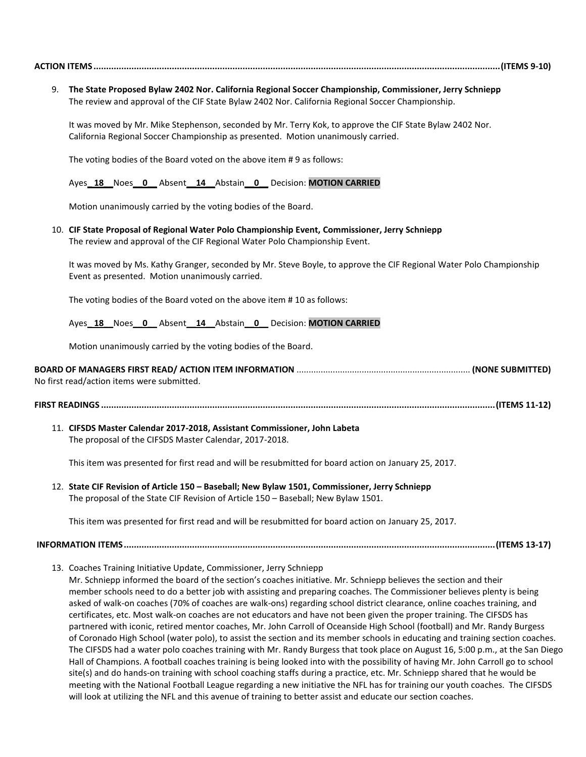**ACTION ITEMS..............................................................................................................................................................(ITEMS 9-10)**

9. **The State Proposed Bylaw 2402 Nor. California Regional Soccer Championship, Commissioner, Jerry Schniepp**
   The review and approval of the CIF State Bylaw 2402 Nor. California Regional Soccer Championship.

   It was moved by Mr. Mike Stephenson, seconded by Mr. Terry Kok, to approve the CIF State Bylaw 2402 Nor. California Regional Soccer Championship as presented. Motion unanimously carried.

   The voting bodies of the Board voted on the above item # 9 as follows:

   Ayes **18** Noes **0** Absent **14** Abstain **0** Decision: **MOTION CARRIED**

   Motion unanimously carried by the voting bodies of the Board.

10. **CIF State Proposal of Regional Water Polo Championship Event, Commissioner, Jerry Schniepp**
    The review and approval of the CIF Regional Water Polo Championship Event.

    It was moved by Ms. Kathy Granger, seconded by Mr. Steve Boyle, to approve the CIF Regional Water Polo Championship Event as presented. Motion unanimously carried.

    The voting bodies of the Board voted on the above item # 10 as follows:

    Ayes **18** Noes **0** Absent **14** Abstain **0** Decision: **MOTION CARRIED**

    Motion unanimously carried by the voting bodies of the Board.

**BOARD OF MANAGERS FIRST READ/ ACTION ITEM INFORMATION ....................................................................... (NONE SUBMITTED)**
No first read/action items were submitted.

**FIRST READINGS ..........................................................................................................................................................(ITEMS 11-12)**

11. **CIFSDS Master Calendar 2017-2018, Assistant Commissioner, John Labeta**
    The proposal of the CIFSDS Master Calendar, 2017-2018.

    This item was presented for first read and will be resubmitted for board action on January 25, 2017.

12. **State CIF Revision of Article 150 – Baseball; New Bylaw 1501, Commissioner, Jerry Schniepp**
    The proposal of the State CIF Revision of Article 150 – Baseball; New Bylaw 1501.

    This item was presented for first read and will be resubmitted for board action on January 25, 2017.

**INFORMATION ITEMS.................................................................................................................................................(ITEMS 13-17)**

13. Coaches Training Initiative Update, Commissioner, Jerry Schniepp
    Mr. Schniepp informed the board of the section's coaches initiative. Mr. Schniepp believes the section and their member schools need to do a better job with assisting and preparing coaches. The Commissioner believes plenty is being asked of walk-on coaches (70% of coaches are walk-ons) regarding school district clearance, online coaches training, and certificates, etc. Most walk-on coaches are not educators and have not been given the proper training. The CIFSDS has partnered with iconic, retired mentor coaches, Mr. John Carroll of Oceanside High School (football) and Mr. Randy Burgess of Coronado High School (water polo), to assist the section and its member schools in educating and training section coaches. The CIFSDS had a water polo coaches training with Mr. Randy Burgess that took place on August 16, 5:00 p.m., at the San Diego Hall of Champions. A football coaches training is being looked into with the possibility of having Mr. John Carroll go to school site(s) and do hands-on training with school coaching staffs during a practice, etc. Mr. Schniepp shared that he would be meeting with the National Football League regarding a new initiative the NFL has for training our youth coaches. The CIFSDS will look at utilizing the NFL and this avenue of training to better assist and educate our section coaches.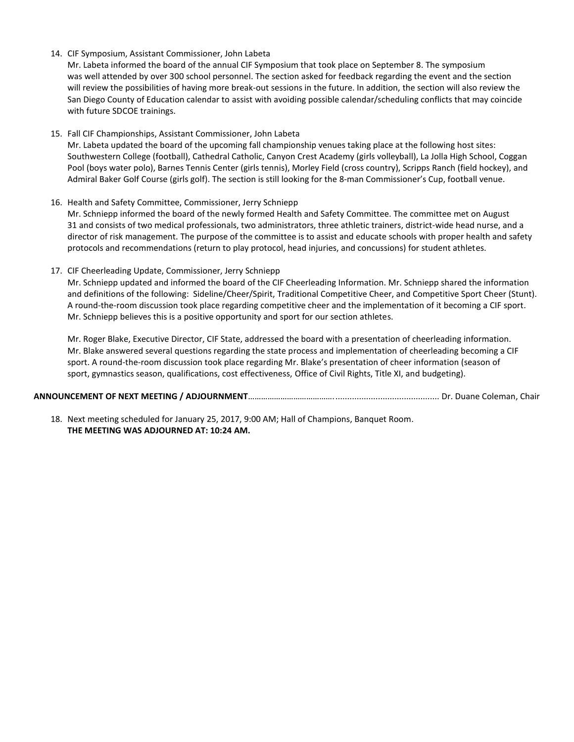14. CIF Symposium, Assistant Commissioner, John Labeta
    Mr. Labeta informed the board of the annual CIF Symposium that took place on September 8. The symposium was well attended by over 300 school personnel. The section asked for feedback regarding the event and the section will review the possibilities of having more break-out sessions in the future. In addition, the section will also review the San Diego County of Education calendar to assist with avoiding possible calendar/scheduling conflicts that may coincide with future SDCOE trainings.

15. Fall CIF Championships, Assistant Commissioner, John Labeta
    Mr. Labeta updated the board of the upcoming fall championship venues taking place at the following host sites: Southwestern College (football), Cathedral Catholic, Canyon Crest Academy (girls volleyball), La Jolla High School, Coggan Pool (boys water polo), Barnes Tennis Center (girls tennis), Morley Field (cross country), Scripps Ranch (field hockey), and Admiral Baker Golf Course (girls golf). The section is still looking for the 8-man Commissioner's Cup, football venue.

16. Health and Safety Committee, Commissioner, Jerry Schniepp
    Mr. Schniepp informed the board of the newly formed Health and Safety Committee. The committee met on August 31 and consists of two medical professionals, two administrators, three athletic trainers, district-wide head nurse, and a director of risk management. The purpose of the committee is to assist and educate schools with proper health and safety protocols and recommendations (return to play protocol, head injuries, and concussions) for student athletes.

17. CIF Cheerleading Update, Commissioner, Jerry Schniepp
    Mr. Schniepp updated and informed the board of the CIF Cheerleading Information. Mr. Schniepp shared the information and definitions of the following: Sideline/Cheer/Spirit, Traditional Competitive Cheer, and Competitive Sport Cheer (Stunt). A round-the-room discussion took place regarding competitive cheer and the implementation of it becoming a CIF sport. Mr. Schniepp believes this is a positive opportunity and sport for our section athletes.

    Mr. Roger Blake, Executive Director, CIF State, addressed the board with a presentation of cheerleading information. Mr. Blake answered several questions regarding the state process and implementation of cheerleading becoming a CIF sport. A round-the-room discussion took place regarding Mr. Blake's presentation of cheer information (season of sport, gymnastics season, qualifications, cost effectiveness, Office of Civil Rights, Title XI, and budgeting).

**ANNOUNCEMENT OF NEXT MEETING / ADJOURNMENT**………………………………........................................... Dr. Duane Coleman, Chair

18. Next meeting scheduled for January 25, 2017, 9:00 AM; Hall of Champions, Banquet Room.
    **THE MEETING WAS ADJOURNED AT: 10:24 AM.**